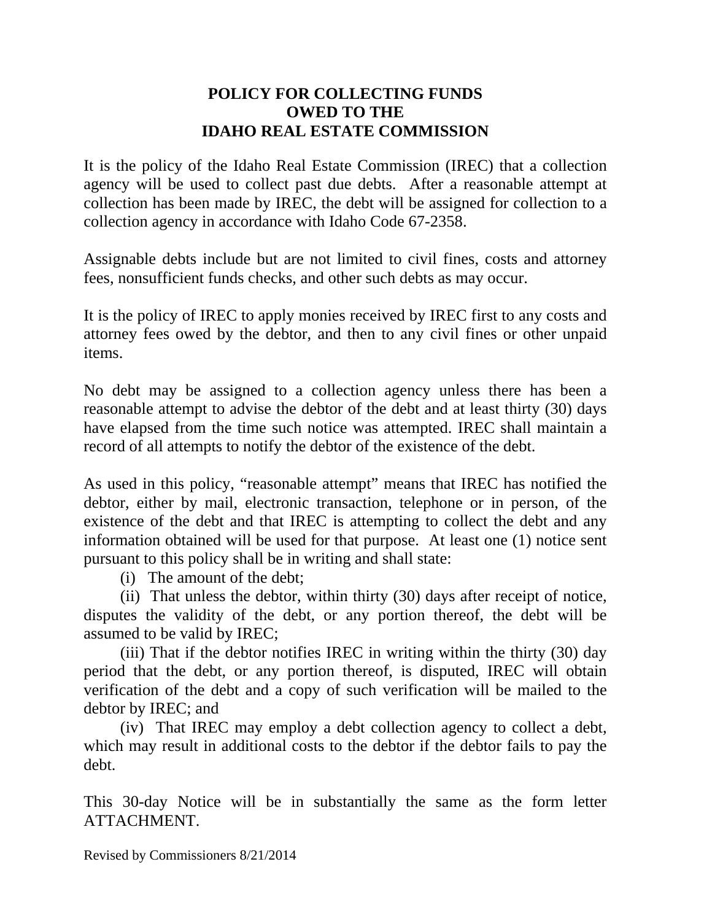# POLICY FOR COLLECTING FUNDS OWED TO THE IDAHO REAL ESTATE COMMISSION

It is the policy of the Idaho Real Estate Commission (IREC) that a collection agency will be used to collect past due debts. After a reasonable attempt at collection has been made by IREC, the debt will be assigned for collection to a collection agency in accordance with Idaho Code 67-2358.

Assignable debts include but are not limited to civil fines, costs and attorney fees, nonsufficient funds checks, and other such debts as may occur.

It is the policy of IREC to apply monies received by IREC first to any costs and attorney fees owed by the debtor, and then to any civil fines or other unpaid items.

No debt may be assigned to a collection agency unless there has been a reasonable attempt to advise the debtor of the debt and at least thirty (30) days have elapsed from the time such notice was attempted. IREC shall maintain a record of all attempts to notify the debtor of the existence of the debt.

As used in this policy, "reasonable attempt" means that IREC has notified the debtor, either by mail, electronic transaction, telephone or in person, of the existence of the debt and that IREC is attempting to collect the debt and any information obtained will be used for that purpose. At least one (1) notice sent pursuant to this policy shall be in writing and shall state:

(i) The amount of the debt;

(ii) That unless the debtor, within thirty (30) days after receipt of notice, disputes the validity of the debt, or any portion thereof, the debt will be assumed to be valid by IREC;

(iii) That if the debtor notifies IREC in writing within the thirty (30) day period that the debt, or any portion thereof, is disputed, IREC will obtain verification of the debt and a copy of such verification will be mailed to the debtor by IREC; and

(iv) That IREC may employ a debt collection agency to collect a debt, which may result in additional costs to the debtor if the debtor fails to pay the debt.

This 30-day Notice will be in substantially the same as the form letter ATTACHMENT.

Revised by Commissioners 8/21/2014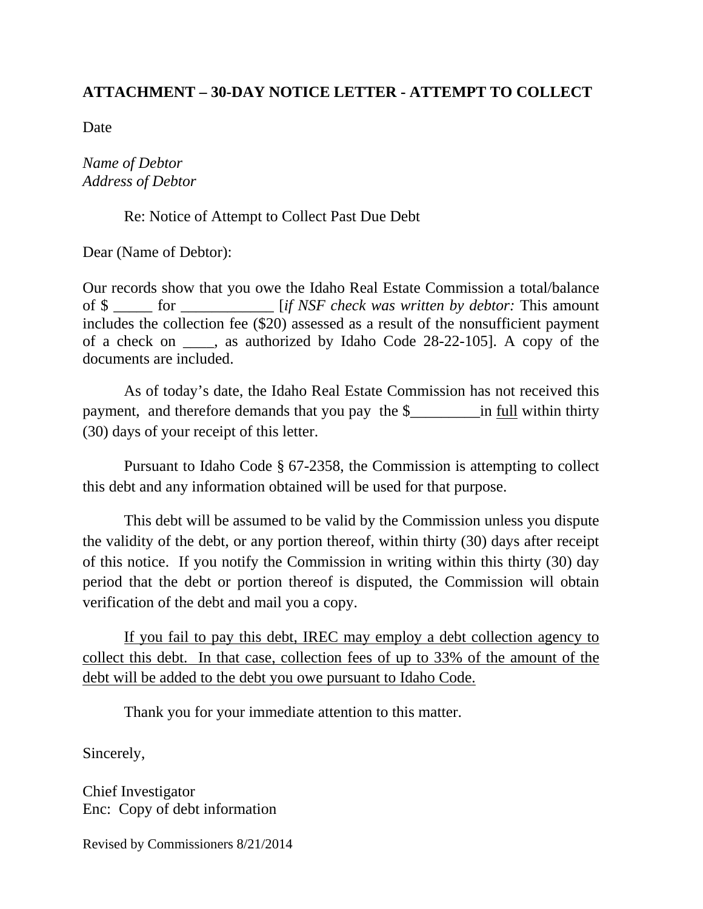**ATTACHMENT – 30-DAY NOTICE LETTER - ATTEMPT TO COLLECT**

Date

*Name of Debtor*
*Address of Debtor*

Re: Notice of Attempt to Collect Past Due Debt

Dear (Name of Debtor):

Our records show that you owe the Idaho Real Estate Commission a total/balance of $ _____ for ____________ [*if NSF check was written by debtor:* This amount includes the collection fee ($20) assessed as a result of the nonsufficient payment of a check on ____, as authorized by Idaho Code 28-22-105]. A copy of the documents are included.

As of today's date, the Idaho Real Estate Commission has not received this payment, and therefore demands that you pay the $_________in <u>full</u> within thirty (30) days of your receipt of this letter.

Pursuant to Idaho Code § 67-2358, the Commission is attempting to collect this debt and any information obtained will be used for that purpose.

This debt will be assumed to be valid by the Commission unless you dispute the validity of the debt, or any portion thereof, within thirty (30) days after receipt of this notice. If you notify the Commission in writing within this thirty (30) day period that the debt or portion thereof is disputed, the Commission will obtain verification of the debt and mail you a copy.

<u>If you fail to pay this debt, IREC may employ a debt collection agency to collect this debt. In that case, collection fees of up to 33% of the amount of the debt will be added to the debt you owe pursuant to Idaho Code.</u>

Thank you for your immediate attention to this matter.

Sincerely,

Chief Investigator
Enc: Copy of debt information

Revised by Commissioners 8/21/2014